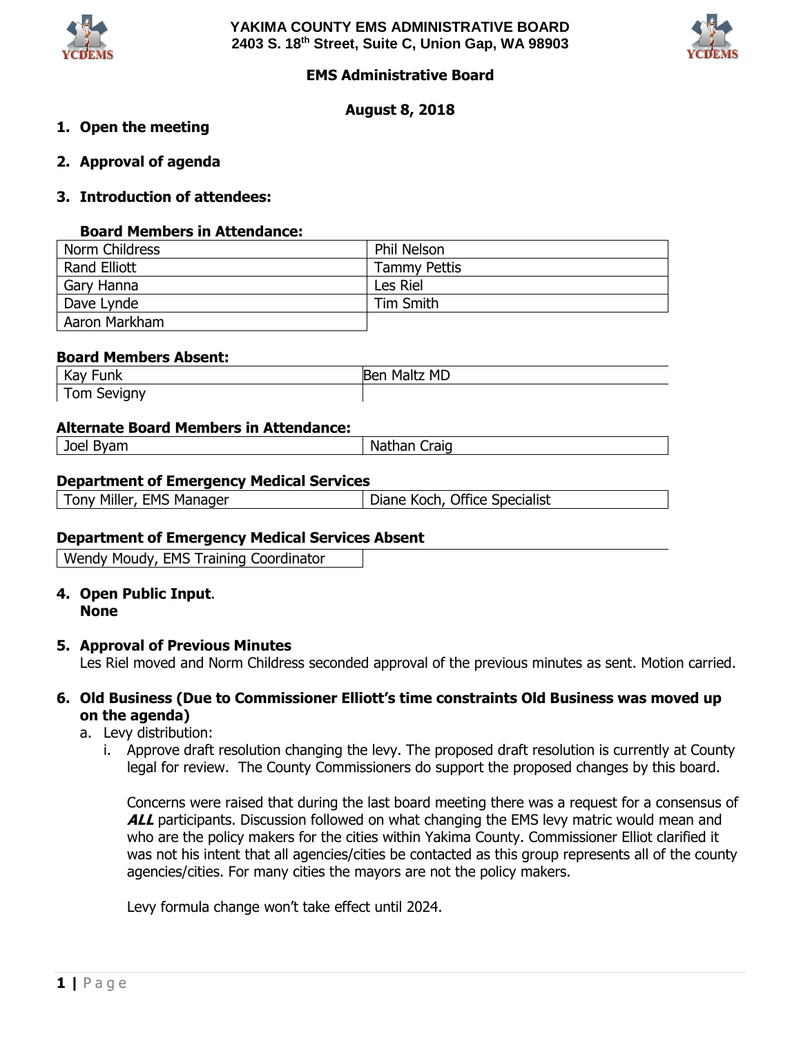**YAKIMA COUNTY EMS ADMINISTRATIVE BOARD**
**2403 S. 18th Street, Suite C, Union Gap, WA 98903**

**EMS Administrative Board**

**August 8, 2018**

1. **Open the meeting**

2. **Approval of agenda**

3. **Introduction of attendees:**

**Board Members in Attendance:**

| | |
|---|---|
| Norm Childress | Phil Nelson |
| Rand Elliott | Tammy Pettis |
| Gary Hanna | Les Riel |
| Dave Lynde | Tim Smith |
| Aaron Markham | |

**Board Members Absent:**

| | |
|---|---|
| Kay Funk | Ben Maltz MD |
| Tom Sevigny | |

**Alternate Board Members in Attendance:**

| | |
|---|---|
| Joel Byam | Nathan Craig |

**Department of Emergency Medical Services**

| | |
|---|---|
| Tony Miller, EMS Manager | Diane Koch, Office Specialist |

**Department of Emergency Medical Services Absent**

| |
|---|
| Wendy Moudy, EMS Training Coordinator |

4. **Open Public Input**.
   **None**

5. **Approval of Previous Minutes**
   Les Riel moved and Norm Childress seconded approval of the previous minutes as sent. Motion carried.

6. **Old Business (Due to Commissioner Elliott's time constraints Old Business was moved up on the agenda)**
   a. Levy distribution:
      i. Approve draft resolution changing the levy. The proposed draft resolution is currently at County legal for review. The County Commissioners do support the proposed changes by this board.

         Concerns were raised that during the last board meeting there was a request for a consensus of ***ALL*** participants. Discussion followed on what changing the EMS levy matric would mean and who are the policy makers for the cities within Yakima County. Commissioner Elliot clarified it was not his intent that all agencies/cities be contacted as this group represents all of the county agencies/cities. For many cities the mayors are not the policy makers.

         Levy formula change won't take effect until 2024.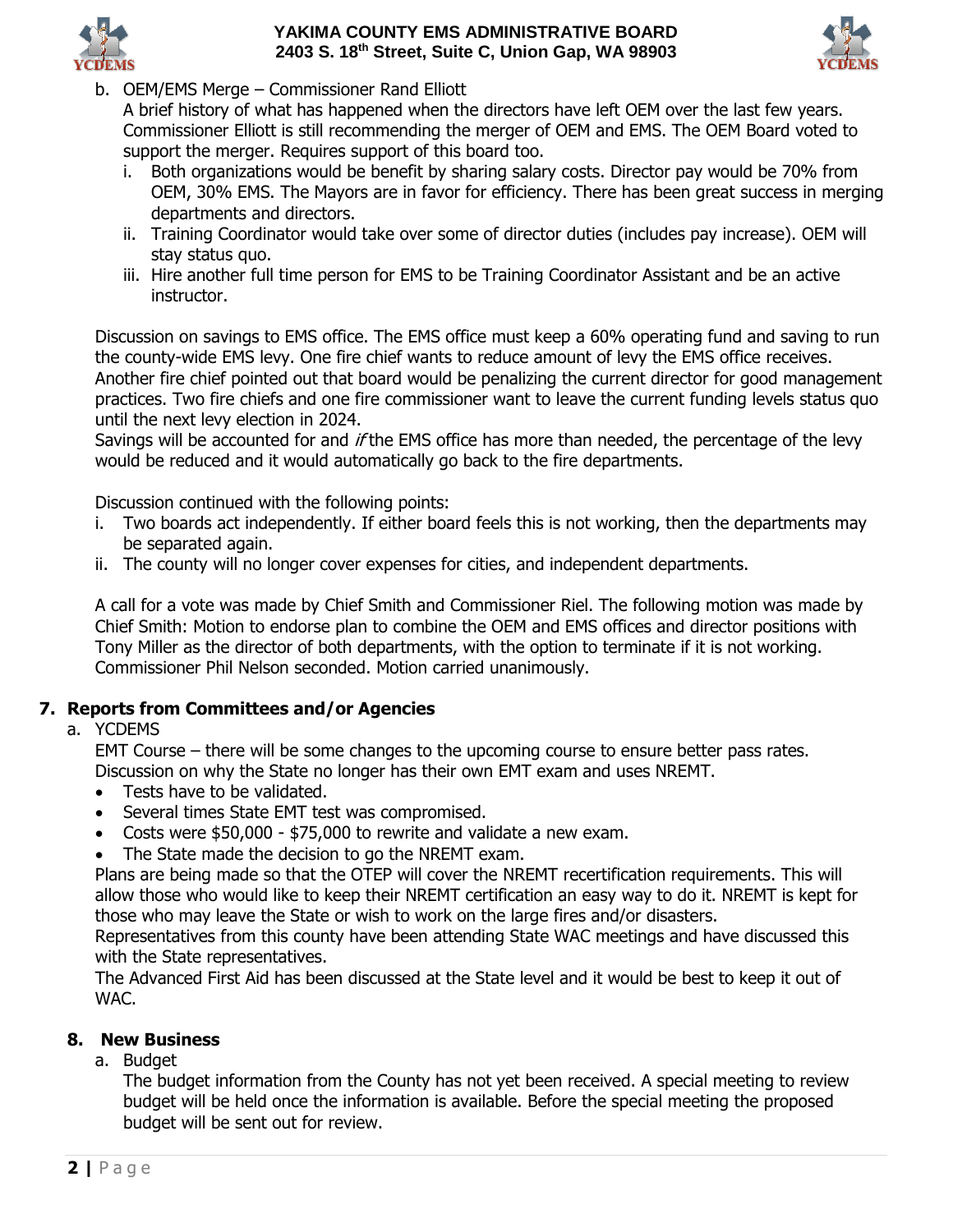b. OEM/EMS Merge – Commissioner Rand Elliott

A brief history of what has happened when the directors have left OEM over the last few years. Commissioner Elliott is still recommending the merger of OEM and EMS. The OEM Board voted to support the merger. Requires support of this board too.

i. Both organizations would be benefit by sharing salary costs. Director pay would be 70% from OEM, 30% EMS. The Mayors are in favor for efficiency. There has been great success in merging departments and directors.
ii. Training Coordinator would take over some of director duties (includes pay increase). OEM will stay status quo.
iii. Hire another full time person for EMS to be Training Coordinator Assistant and be an active instructor.

Discussion on savings to EMS office. The EMS office must keep a 60% operating fund and saving to run the county-wide EMS levy. One fire chief wants to reduce amount of levy the EMS office receives. Another fire chief pointed out that board would be penalizing the current director for good management practices. Two fire chiefs and one fire commissioner want to leave the current funding levels status quo until the next levy election in 2024.

Savings will be accounted for and *if* the EMS office has more than needed, the percentage of the levy would be reduced and it would automatically go back to the fire departments.

Discussion continued with the following points:

i. Two boards act independently. If either board feels this is not working, then the departments may be separated again.
ii. The county will no longer cover expenses for cities, and independent departments.

A call for a vote was made by Chief Smith and Commissioner Riel. The following motion was made by Chief Smith: Motion to endorse plan to combine the OEM and EMS offices and director positions with Tony Miller as the director of both departments, with the option to terminate if it is not working. Commissioner Phil Nelson seconded. Motion carried unanimously.

## 7. Reports from Committees and/or Agencies

a. YCDEMS

EMT Course – there will be some changes to the upcoming course to ensure better pass rates. Discussion on why the State no longer has their own EMT exam and uses NREMT.

- Tests have to be validated.
- Several times State EMT test was compromised.
- Costs were \$50,000 - \$75,000 to rewrite and validate a new exam.
- The State made the decision to go the NREMT exam.

Plans are being made so that the OTEP will cover the NREMT recertification requirements. This will allow those who would like to keep their NREMT certification an easy way to do it. NREMT is kept for those who may leave the State or wish to work on the large fires and/or disasters.

Representatives from this county have been attending State WAC meetings and have discussed this with the State representatives.

The Advanced First Aid has been discussed at the State level and it would be best to keep it out of WAC.

## 8. New Business

a. Budget

The budget information from the County has not yet been received. A special meeting to review budget will be held once the information is available. Before the special meeting the proposed budget will be sent out for review.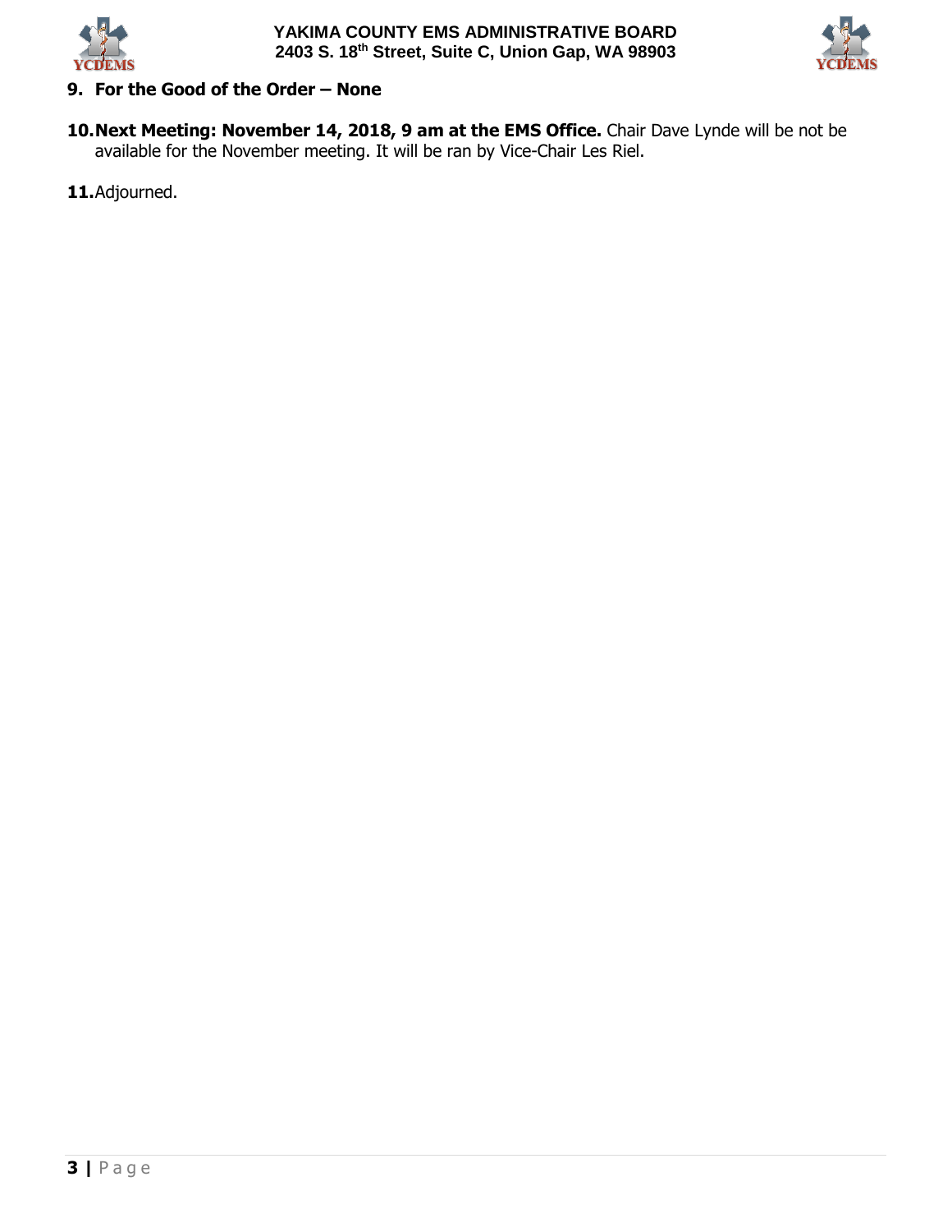9. **For the Good of the Order – None**

10. **Next Meeting: November 14, 2018, 9 am at the EMS Office.** Chair Dave Lynde will be not be available for the November meeting. It will be ran by Vice-Chair Les Riel.

11. Adjourned.